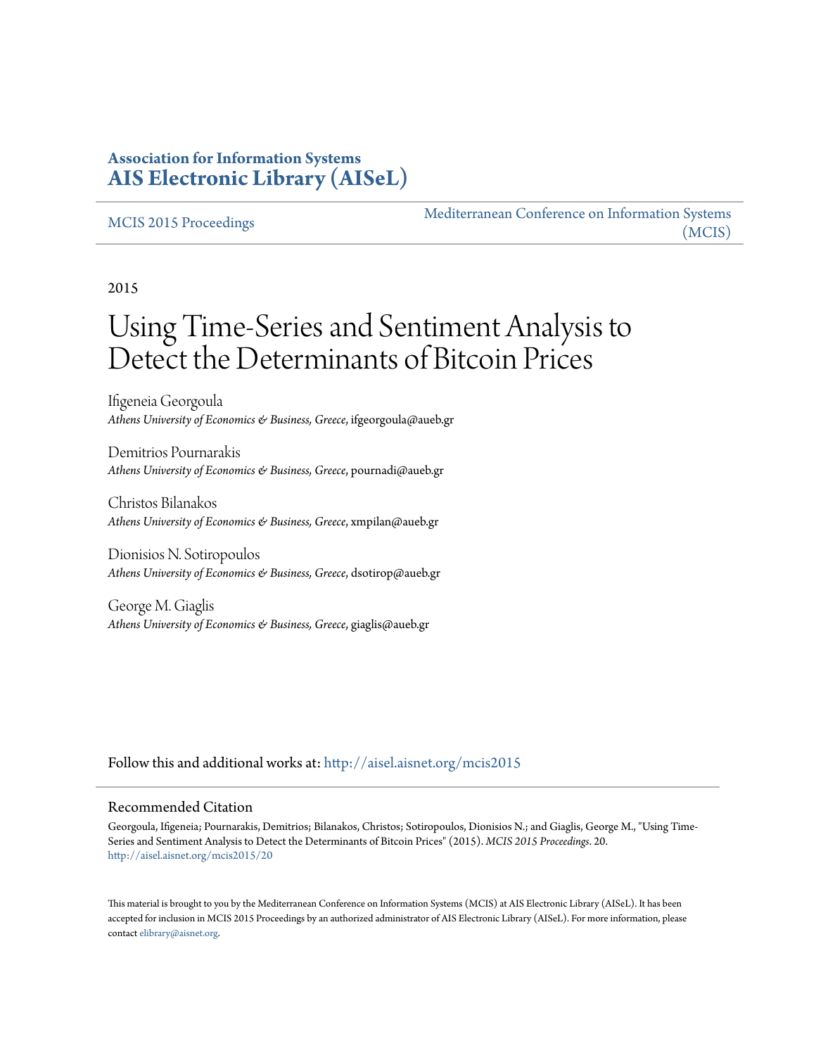**Association for Information Systems**
**AIS Electronic Library (AISeL)**

MCIS 2015 Proceedings

Mediterranean Conference on Information Systems (MCIS)

2015

# Using Time-Series and Sentiment Analysis to Detect the Determinants of Bitcoin Prices

Ifigeneia Georgoula
*Athens University of Economics & Business, Greece*, ifgeorgoula@aueb.gr

Demitrios Pournarakis
*Athens University of Economics & Business, Greece*, pournadi@aueb.gr

Christos Bilanakos
*Athens University of Economics & Business, Greece*, xmpilan@aueb.gr

Dionisios N. Sotiropoulos
*Athens University of Economics & Business, Greece*, dsotirop@aueb.gr

George M. Giaglis
*Athens University of Economics & Business, Greece*, giaglis@aueb.gr

Follow this and additional works at: http://aisel.aisnet.org/mcis2015

## Recommended Citation

Georgoula, Ifigeneia; Pournarakis, Demitrios; Bilanakos, Christos; Sotiropoulos, Dionisios N.; and Giaglis, George M., "Using Time-Series and Sentiment Analysis to Detect the Determinants of Bitcoin Prices" (2015). *MCIS 2015 Proceedings*. 20.
http://aisel.aisnet.org/mcis2015/20

This material is brought to you by the Mediterranean Conference on Information Systems (MCIS) at AIS Electronic Library (AISeL). It has been accepted for inclusion in MCIS 2015 Proceedings by an authorized administrator of AIS Electronic Library (AISeL). For more information, please contact elibrary@aisnet.org.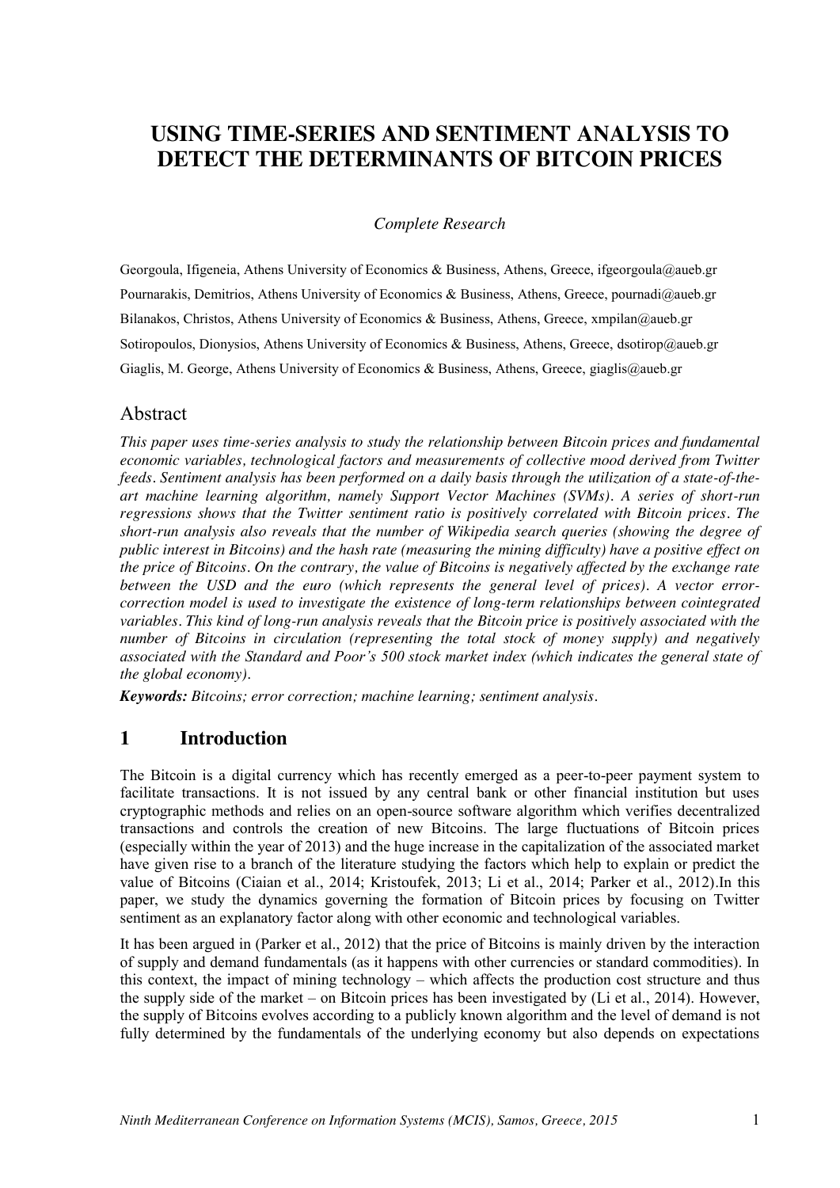# USING TIME-SERIES AND SENTIMENT ANALYSIS TO DETECT THE DETERMINANTS OF BITCOIN PRICES

*Complete Research*

Georgoula, Ifigeneia, Athens University of Economics & Business, Athens, Greece, ifgeorgoula@aueb.gr

Pournarakis, Demitrios, Athens University of Economics & Business, Athens, Greece, pournadi@aueb.gr

Bilanakos, Christos, Athens University of Economics & Business, Athens, Greece, xmpilan@aueb.gr

Sotiropoulos, Dionysios, Athens University of Economics & Business, Athens, Greece, dsotirop@aueb.gr

Giaglis, M. George, Athens University of Economics & Business, Athens, Greece, giaglis@aueb.gr

## Abstract

*This paper uses time-series analysis to study the relationship between Bitcoin prices and fundamental economic variables, technological factors and measurements of collective mood derived from Twitter feeds. Sentiment analysis has been performed on a daily basis through the utilization of a state-of-the-art machine learning algorithm, namely Support Vector Machines (SVMs). A series of short-run regressions shows that the Twitter sentiment ratio is positively correlated with Bitcoin prices. The short-run analysis also reveals that the number of Wikipedia search queries (showing the degree of public interest in Bitcoins) and the hash rate (measuring the mining difficulty) have a positive effect on the price of Bitcoins. On the contrary, the value of Bitcoins is negatively affected by the exchange rate between the USD and the euro (which represents the general level of prices). A vector error-correction model is used to investigate the existence of long-term relationships between cointegrated variables. This kind of long-run analysis reveals that the Bitcoin price is positively associated with the number of Bitcoins in circulation (representing the total stock of money supply) and negatively associated with the Standard and Poor's 500 stock market index (which indicates the general state of the global economy).*

***Keywords:*** *Bitcoins; error correction; machine learning; sentiment analysis.*

## 1 Introduction

The Bitcoin is a digital currency which has recently emerged as a peer-to-peer payment system to facilitate transactions. It is not issued by any central bank or other financial institution but uses cryptographic methods and relies on an open-source software algorithm which verifies decentralized transactions and controls the creation of new Bitcoins. The large fluctuations of Bitcoin prices (especially within the year of 2013) and the huge increase in the capitalization of the associated market have given rise to a branch of the literature studying the factors which help to explain or predict the value of Bitcoins (Ciaian et al., 2014; Kristoufek, 2013; Li et al., 2014; Parker et al., 2012).In this paper, we study the dynamics governing the formation of Bitcoin prices by focusing on Twitter sentiment as an explanatory factor along with other economic and technological variables.

It has been argued in (Parker et al., 2012) that the price of Bitcoins is mainly driven by the interaction of supply and demand fundamentals (as it happens with other currencies or standard commodities). In this context, the impact of mining technology – which affects the production cost structure and thus the supply side of the market – on Bitcoin prices has been investigated by (Li et al., 2014). However, the supply of Bitcoins evolves according to a publicly known algorithm and the level of demand is not fully determined by the fundamentals of the underlying economy but also depends on expectations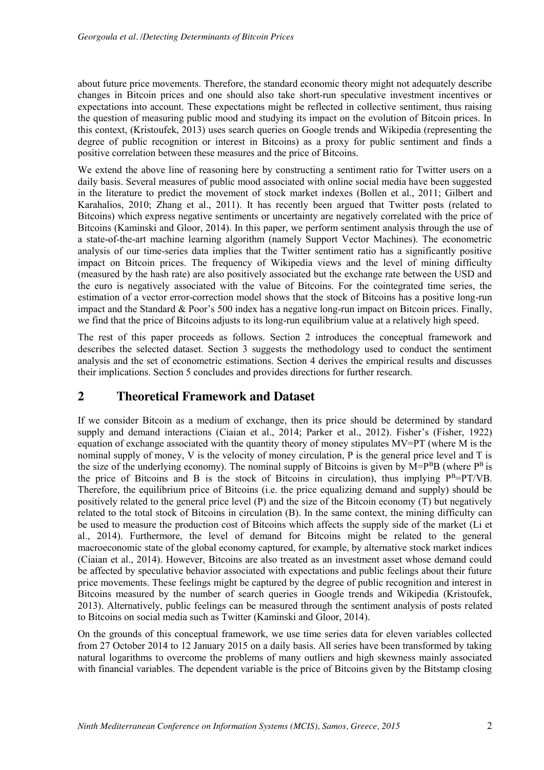about future price movements. Therefore, the standard economic theory might not adequately describe changes in Bitcoin prices and one should also take short-run speculative investment incentives or expectations into account. These expectations might be reflected in collective sentiment, thus raising the question of measuring public mood and studying its impact on the evolution of Bitcoin prices. In this context, (Kristoufek, 2013) uses search queries on Google trends and Wikipedia (representing the degree of public recognition or interest in Bitcoins) as a proxy for public sentiment and finds a positive correlation between these measures and the price of Bitcoins.

We extend the above line of reasoning here by constructing a sentiment ratio for Twitter users on a daily basis. Several measures of public mood associated with online social media have been suggested in the literature to predict the movement of stock market indexes (Bollen et al., 2011; Gilbert and Karahalios, 2010; Zhang et al., 2011). It has recently been argued that Twitter posts (related to Bitcoins) which express negative sentiments or uncertainty are negatively correlated with the price of Bitcoins (Kaminski and Gloor, 2014). In this paper, we perform sentiment analysis through the use of a state-of-the-art machine learning algorithm (namely Support Vector Machines). The econometric analysis of our time-series data implies that the Twitter sentiment ratio has a significantly positive impact on Bitcoin prices. The frequency of Wikipedia views and the level of mining difficulty (measured by the hash rate) are also positively associated but the exchange rate between the USD and the euro is negatively associated with the value of Bitcoins. For the cointegrated time series, the estimation of a vector error-correction model shows that the stock of Bitcoins has a positive long-run impact and the Standard & Poor's 500 index has a negative long-run impact on Bitcoin prices. Finally, we find that the price of Bitcoins adjusts to its long-run equilibrium value at a relatively high speed.

The rest of this paper proceeds as follows. Section 2 introduces the conceptual framework and describes the selected dataset. Section 3 suggests the methodology used to conduct the sentiment analysis and the set of econometric estimations. Section 4 derives the empirical results and discusses their implications. Section 5 concludes and provides directions for further research.

## 2 Theoretical Framework and Dataset

If we consider Bitcoin as a medium of exchange, then its price should be determined by standard supply and demand interactions (Ciaian et al., 2014; Parker et al., 2012). Fisher's (Fisher, 1922) equation of exchange associated with the quantity theory of money stipulates $MV=PT$ (where M is the nominal supply of money, V is the velocity of money circulation, P is the general price level and T is the size of the underlying economy). The nominal supply of Bitcoins is given by $M=P^B B$ (where $P^B$ is the price of Bitcoins and B is the stock of Bitcoins in circulation), thus implying $P^B=PT/VB$. Therefore, the equilibrium price of Bitcoins (i.e. the price equalizing demand and supply) should be positively related to the general price level (P) and the size of the Bitcoin economy (T) but negatively related to the total stock of Bitcoins in circulation (B). In the same context, the mining difficulty can be used to measure the production cost of Bitcoins which affects the supply side of the market (Li et al., 2014). Furthermore, the level of demand for Bitcoins might be related to the general macroeconomic state of the global economy captured, for example, by alternative stock market indices (Ciaian et al., 2014). However, Bitcoins are also treated as an investment asset whose demand could be affected by speculative behavior associated with expectations and public feelings about their future price movements. These feelings might be captured by the degree of public recognition and interest in Bitcoins measured by the number of search queries in Google trends and Wikipedia (Kristoufek, 2013). Alternatively, public feelings can be measured through the sentiment analysis of posts related to Bitcoins on social media such as Twitter (Kaminski and Gloor, 2014).

On the grounds of this conceptual framework, we use time series data for eleven variables collected from 27 October 2014 to 12 January 2015 on a daily basis. All series have been transformed by taking natural logarithms to overcome the problems of many outliers and high skewness mainly associated with financial variables. The dependent variable is the price of Bitcoins given by the Bitstamp closing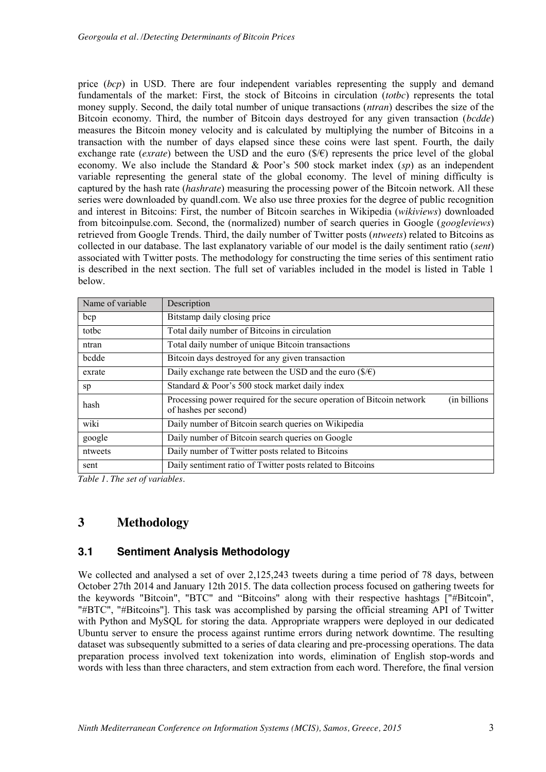price (*bcp*) in USD. There are four independent variables representing the supply and demand fundamentals of the market: First, the stock of Bitcoins in circulation (*totbc*) represents the total money supply. Second, the daily total number of unique transactions (*ntran*) describes the size of the Bitcoin economy. Third, the number of Bitcoin days destroyed for any given transaction (*bcdde*) measures the Bitcoin money velocity and is calculated by multiplying the number of Bitcoins in a transaction with the number of days elapsed since these coins were last spent. Fourth, the daily exchange rate (*exrate*) between the USD and the euro ($/€) represents the price level of the global economy. We also include the Standard & Poor's 500 stock market index (*sp*) as an independent variable representing the general state of the global economy. The level of mining difficulty is captured by the hash rate (*hashrate*) measuring the processing power of the Bitcoin network. All these series were downloaded by quandl.com. We also use three proxies for the degree of public recognition and interest in Bitcoins: First, the number of Bitcoin searches in Wikipedia (*wikiviews*) downloaded from bitcoinpulse.com. Second, the (normalized) number of search queries in Google (*googleviews*) retrieved from Google Trends. Third, the daily number of Twitter posts (*ntweets*) related to Bitcoins as collected in our database. The last explanatory variable of our model is the daily sentiment ratio (*sent*) associated with Twitter posts. The methodology for constructing the time series of this sentiment ratio is described in the next section. The full set of variables included in the model is listed in Table 1 below.

| Name of variable | Description |
|---|---|
| bcp | Bitstamp daily closing price |
| totbc | Total daily number of Bitcoins in circulation |
| ntran | Total daily number of unique Bitcoin transactions |
| bcdde | Bitcoin days destroyed for any given transaction |
| exrate | Daily exchange rate between the USD and the euro ($/€) |
| sp | Standard & Poor's 500 stock market daily index |
| hash | Processing power required for the secure operation of Bitcoin network (in billions of hashes per second) |
| wiki | Daily number of Bitcoin search queries on Wikipedia |
| google | Daily number of Bitcoin search queries on Google |
| ntweets | Daily number of Twitter posts related to Bitcoins |
| sent | Daily sentiment ratio of Twitter posts related to Bitcoins |

*Table 1. The set of variables.*

# 3 Methodology

## 3.1 Sentiment Analysis Methodology

We collected and analysed a set of over 2,125,243 tweets during a time period of 78 days, between October 27th 2014 and January 12th 2015. The data collection process focused on gathering tweets for the keywords "Bitcoin", "BTC" and "Bitcoins" along with their respective hashtags ["#Bitcoin", "#BTC", "#Bitcoins"]. This task was accomplished by parsing the official streaming API of Twitter with Python and MySQL for storing the data. Appropriate wrappers were deployed in our dedicated Ubuntu server to ensure the process against runtime errors during network downtime. The resulting dataset was subsequently submitted to a series of data clearing and pre-processing operations. The data preparation process involved text tokenization into words, elimination of English stop-words and words with less than three characters, and stem extraction from each word. Therefore, the final version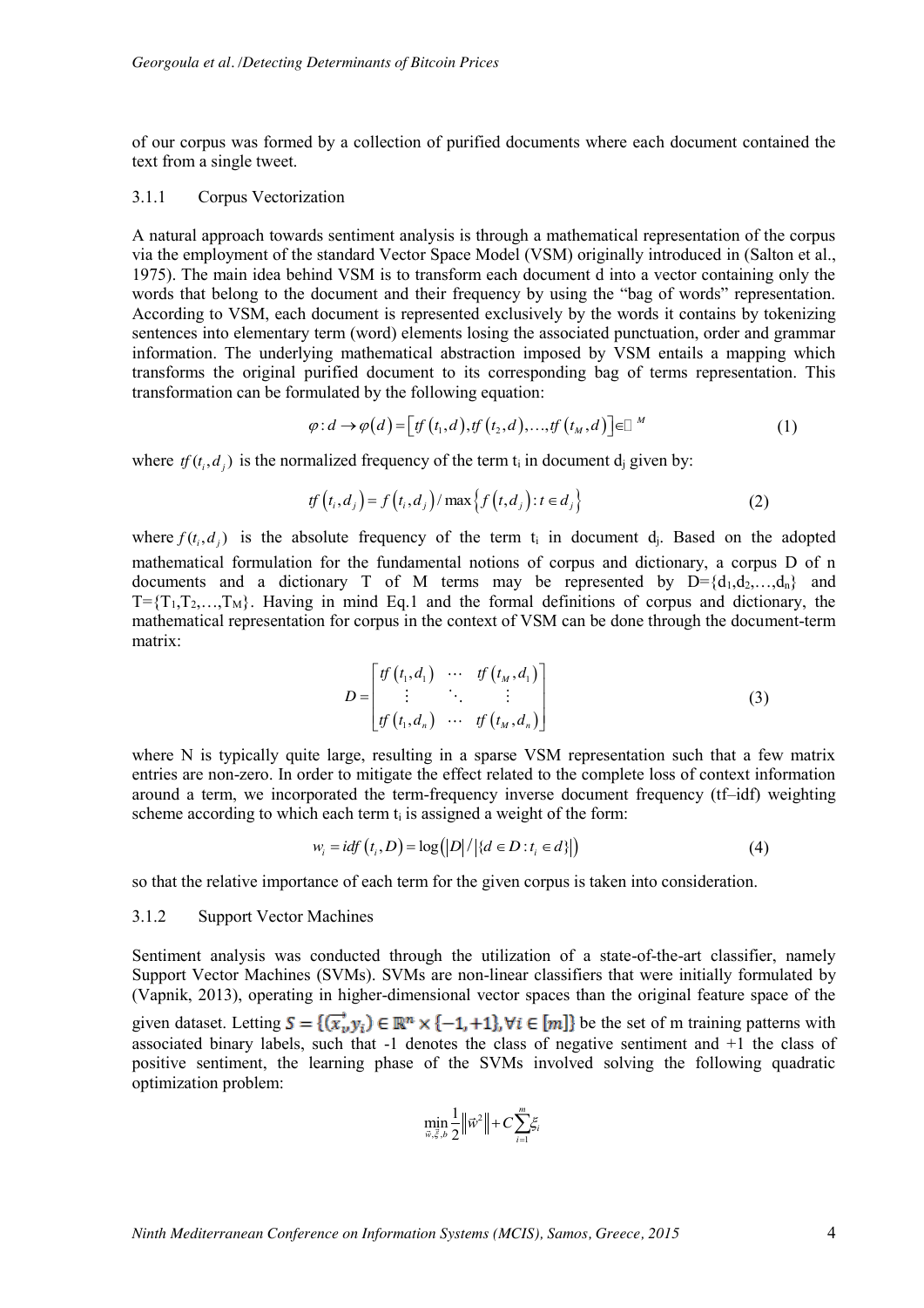of our corpus was formed by a collection of purified documents where each document contained the text from a single tweet.

#### 3.1.1 Corpus Vectorization

A natural approach towards sentiment analysis is through a mathematical representation of the corpus via the employment of the standard Vector Space Model (VSM) originally introduced in (Salton et al., 1975). The main idea behind VSM is to transform each document d into a vector containing only the words that belong to the document and their frequency by using the "bag of words" representation. According to VSM, each document is represented exclusively by the words it contains by tokenizing sentences into elementary term (word) elements losing the associated punctuation, order and grammar information. The underlying mathematical abstraction imposed by VSM entails a mapping which transforms the original purified document to its corresponding bag of terms representation. This transformation can be formulated by the following equation:

$$\varphi : d \to \varphi(d) = \left[ tf(t_1, d), tf(t_2, d), \ldots, tf(t_M, d) \right] \in \mathbb{R}^M \tag{1}$$

where $tf(t_i, d_j)$ is the normalized frequency of the term $t_i$ in document $d_j$ given by:

$$tf(t_i, d_j) = f(t_i, d_j) / \max\left\{ f(t, d_j) : t \in d_j \right\} \tag{2}$$

where $f(t_i, d_j)$ is the absolute frequency of the term $t_i$ in document $d_j$. Based on the adopted mathematical formulation for the fundamental notions of corpus and dictionary, a corpus D of n documents and a dictionary T of M terms may be represented by $D=\{d_1, d_2, \ldots, d_n\}$ and $T=\{T_1, T_2, \ldots, T_M\}$. Having in mind Eq.1 and the formal definitions of corpus and dictionary, the mathematical representation for corpus in the context of VSM can be done through the document-term matrix:

$$D = \begin{bmatrix} tf(t_1, d_1) & \cdots & tf(t_M, d_1) \\ \vdots & \ddots & \vdots \\ tf(t_1, d_n) & \cdots & tf(t_M, d_n) \end{bmatrix} \tag{3}$$

where N is typically quite large, resulting in a sparse VSM representation such that a few matrix entries are non-zero. In order to mitigate the effect related to the complete loss of context information around a term, we incorporated the term-frequency inverse document frequency (tf–idf) weighting scheme according to which each term $t_i$ is assigned a weight of the form:

$$w_i = idf(t_i, D) = \log\left( |D| / |\{ d \in D : t_i \in d \}| \right) \tag{4}$$

so that the relative importance of each term for the given corpus is taken into consideration.

#### 3.1.2 Support Vector Machines

Sentiment analysis was conducted through the utilization of a state-of-the-art classifier, namely Support Vector Machines (SVMs). SVMs are non-linear classifiers that were initially formulated by (Vapnik, 2013), operating in higher-dimensional vector spaces than the original feature space of the given dataset. Letting $S = \{(\vec{x_i}, y_i) \in \mathbb{R}^n \times \{-1, +1\}, \forall i \in [m]\}$ be the set of m training patterns with associated binary labels, such that -1 denotes the class of negative sentiment and +1 the class of positive sentiment, the learning phase of the SVMs involved solving the following quadratic optimization problem:

$$\min_{\vec{w}, \vec{\xi}, b} \frac{1}{2} \left\| \vec{w}^2 \right\| + C \sum_{i=1}^{m} \xi_i$$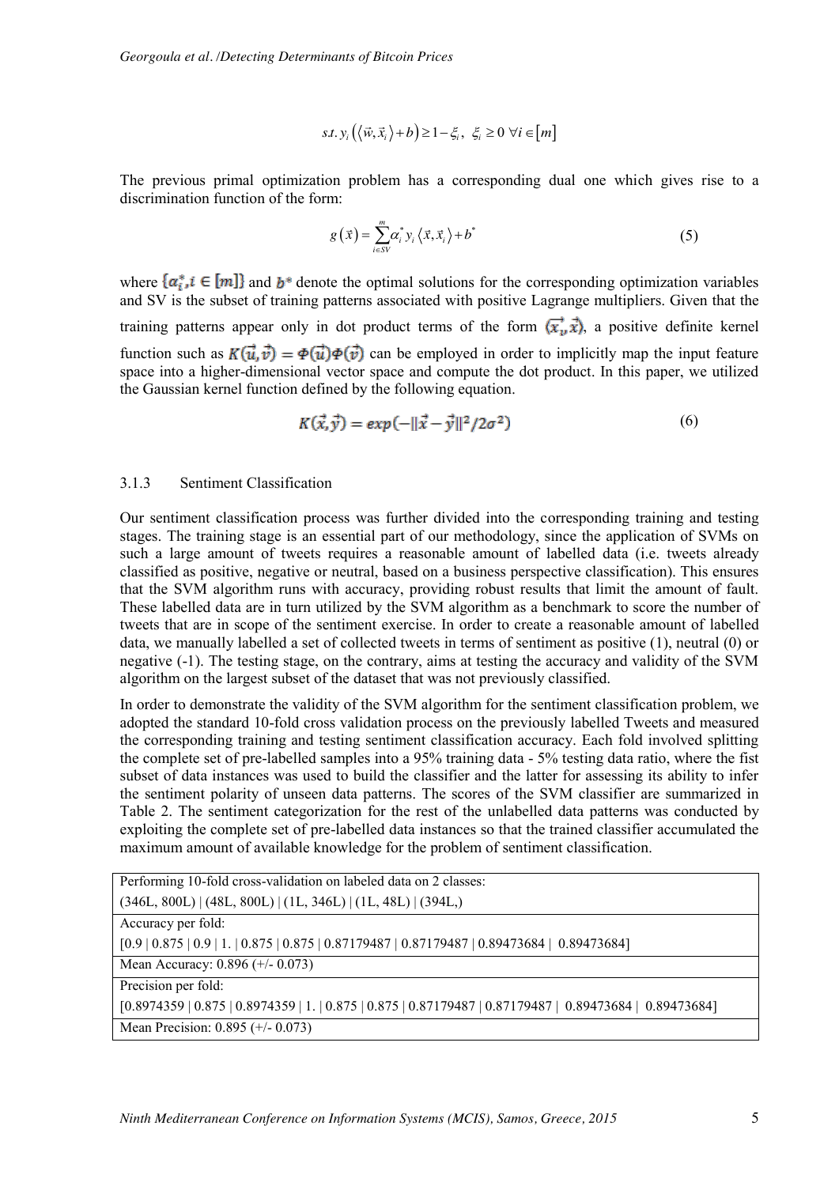$$s.t.\ y_i\left(\langle \vec{w}, \vec{x}_i \rangle + b\right) \geq 1 - \xi_i,\ \ \xi_i \geq 0\ \forall i \in [m]$$

The previous primal optimization problem has a corresponding dual one which gives rise to a discrimination function of the form:

$$g(\vec{x}) = \sum_{i \in SV}^{m} \alpha_i^* y_i \langle \vec{x}, \vec{x}_i \rangle + b^* \tag{5}$$

where $\{\alpha_i^*, i \in [m]\}$ and $b^*$ denote the optimal solutions for the corresponding optimization variables and SV is the subset of training patterns associated with positive Lagrange multipliers. Given that the training patterns appear only in dot product terms of the form $\langle \vec{x_i}, \vec{x} \rangle$, a positive definite kernel function such as $K(\vec{u}, \vec{v}) = \Phi(\vec{u})\Phi(\vec{v})$ can be employed in order to implicitly map the input feature space into a higher-dimensional vector space and compute the dot product. In this paper, we utilized the Gaussian kernel function defined by the following equation.

$$K(\vec{x}, \vec{y}) = exp(-\|\vec{x} - \vec{y}\|^2 / 2\sigma^2) \tag{6}$$

### 3.1.3 Sentiment Classification

Our sentiment classification process was further divided into the corresponding training and testing stages. The training stage is an essential part of our methodology, since the application of SVMs on such a large amount of tweets requires a reasonable amount of labelled data (i.e. tweets already classified as positive, negative or neutral, based on a business perspective classification). This ensures that the SVM algorithm runs with accuracy, providing robust results that limit the amount of fault. These labelled data are in turn utilized by the SVM algorithm as a benchmark to score the number of tweets that are in scope of the sentiment exercise. In order to create a reasonable amount of labelled data, we manually labelled a set of collected tweets in terms of sentiment as positive (1), neutral (0) or negative (-1). The testing stage, on the contrary, aims at testing the accuracy and validity of the SVM algorithm on the largest subset of the dataset that was not previously classified.

In order to demonstrate the validity of the SVM algorithm for the sentiment classification problem, we adopted the standard 10-fold cross validation process on the previously labelled Tweets and measured the corresponding training and testing sentiment classification accuracy. Each fold involved splitting the complete set of pre-labelled samples into a 95% training data - 5% testing data ratio, where the fist subset of data instances was used to build the classifier and the latter for assessing its ability to infer the sentiment polarity of unseen data patterns. The scores of the SVM classifier are summarized in Table 2. The sentiment categorization for the rest of the unlabelled data patterns was conducted by exploiting the complete set of pre-labelled data instances so that the trained classifier accumulated the maximum amount of available knowledge for the problem of sentiment classification.

| Performing 10-fold cross-validation on labeled data on 2 classes: |
|---|
| (346L, 800L) \| (48L, 800L) \| (1L, 346L) \| (1L, 48L) \| (394L,) |
| Accuracy per fold: |
| [0.9 \| 0.875 \| 0.9 \| 1. \| 0.875 \| 0.875 \| 0.87179487 \| 0.87179487 \| 0.89473684 \| 0.89473684] |
| Mean Accuracy: 0.896 (+/- 0.073) |
| Precision per fold: |
| [0.8974359 \| 0.875 \| 0.8974359 \| 1. \| 0.875 \| 0.875 \| 0.87179487 \| 0.87179487 \| 0.89473684 \| 0.89473684] |
| Mean Precision: 0.895 (+/- 0.073) |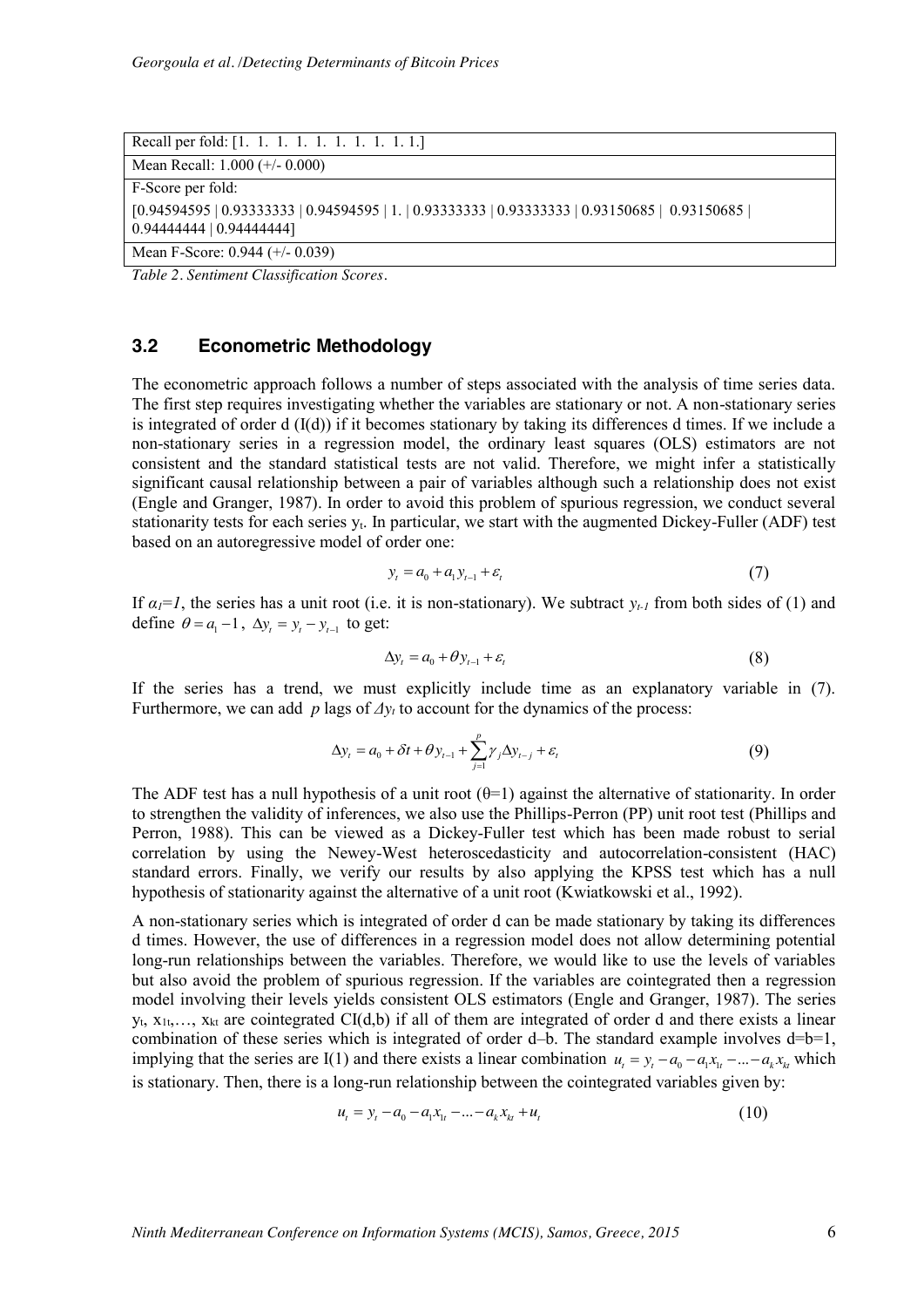| Recall per fold: [1. 1. 1. 1. 1. 1. 1. 1. 1. 1.] |
|---|
| Mean Recall: 1.000 (+/- 0.000) |
| F-Score per fold:<br>[0.94594595 \| 0.93333333 \| 0.94594595 \| 1. \| 0.93333333 \| 0.93333333 \| 0.93150685 \| 0.93150685 \| 0.94444444 \| 0.94444444] |
| Mean F-Score: 0.944 (+/- 0.039) |

*Table 2. Sentiment Classification Scores.*

### 3.2 Econometric Methodology

The econometric approach follows a number of steps associated with the analysis of time series data. The first step requires investigating whether the variables are stationary or not. A non-stationary series is integrated of order d (I(d)) if it becomes stationary by taking its differences d times. If we include a non-stationary series in a regression model, the ordinary least squares (OLS) estimators are not consistent and the standard statistical tests are not valid. Therefore, we might infer a statistically significant causal relationship between a pair of variables although such a relationship does not exist (Engle and Granger, 1987). In order to avoid this problem of spurious regression, we conduct several stationarity tests for each series $y_t$. In particular, we start with the augmented Dickey-Fuller (ADF) test based on an autoregressive model of order one:

$$y_t = a_0 + a_1 y_{t-1} + \varepsilon_t \tag{7}$$

If $\alpha_1=1$, the series has a unit root (i.e. it is non-stationary). We subtract $y_{t-1}$ from both sides of (1) and define $\theta = a_1 - 1$, $\Delta y_t = y_t - y_{t-1}$ to get:

$$\Delta y_t = a_0 + \theta y_{t-1} + \varepsilon_t \tag{8}$$

If the series has a trend, we must explicitly include time as an explanatory variable in (7). Furthermore, we can add $p$ lags of $\Delta y_t$ to account for the dynamics of the process:

$$\Delta y_t = a_0 + \delta t + \theta y_{t-1} + \sum_{j=1}^{p} \gamma_j \Delta y_{t-j} + \varepsilon_t \tag{9}$$

The ADF test has a null hypothesis of a unit root ($\theta=1$) against the alternative of stationarity. In order to strengthen the validity of inferences, we also use the Phillips-Perron (PP) unit root test (Phillips and Perron, 1988). This can be viewed as a Dickey-Fuller test which has been made robust to serial correlation by using the Newey-West heteroscedasticity and autocorrelation-consistent (HAC) standard errors. Finally, we verify our results by also applying the KPSS test which has a null hypothesis of stationarity against the alternative of a unit root (Kwiatkowski et al., 1992).

A non-stationary series which is integrated of order d can be made stationary by taking its differences d times. However, the use of differences in a regression model does not allow determining potential long-run relationships between the variables. Therefore, we would like to use the levels of variables but also avoid the problem of spurious regression. If the variables are cointegrated then a regression model involving their levels yields consistent OLS estimators (Engle and Granger, 1987). The series $y_t$, $x_{1t}$,…, $x_{kt}$ are cointegrated CI(d,b) if all of them are integrated of order d and there exists a linear combination of these series which is integrated of order d–b. The standard example involves d=b=1, implying that the series are I(1) and there exists a linear combination $u_t = y_t - a_0 - a_1 x_{1t} - \ldots - a_k x_{kt}$ which is stationary. Then, there is a long-run relationship between the cointegrated variables given by:

$$u_t = y_t - a_0 - a_1 x_{1t} - \ldots - a_k x_{kt} + u_t \tag{10}$$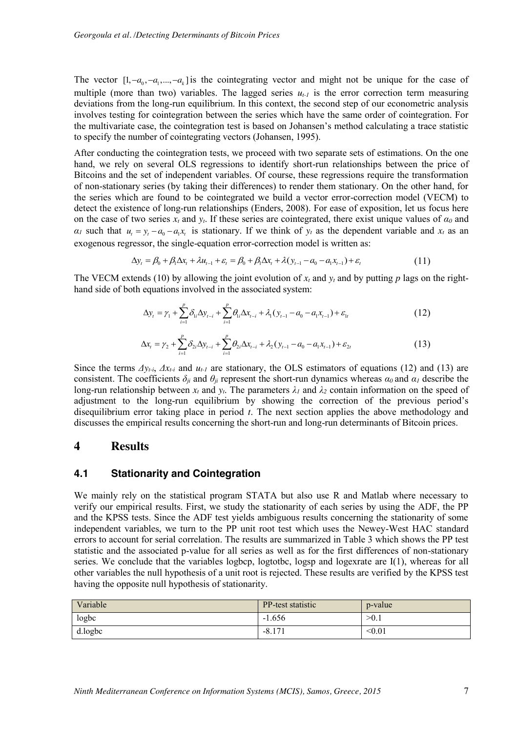The vector $[1, -a_0, -a_1, ..., -a_k]$ is the cointegrating vector and might not be unique for the case of multiple (more than two) variables. The lagged series $u_{t-1}$ is the error correction term measuring deviations from the long-run equilibrium. In this context, the second step of our econometric analysis involves testing for cointegration between the series which have the same order of cointegration. For the multivariate case, the cointegration test is based on Johansen's method calculating a trace statistic to specify the number of cointegrating vectors (Johansen, 1995).

After conducting the cointegration tests, we proceed with two separate sets of estimations. On the one hand, we rely on several OLS regressions to identify short-run relationships between the price of Bitcoins and the set of independent variables. Of course, these regressions require the transformation of non-stationary series (by taking their differences) to render them stationary. On the other hand, for the series which are found to be cointegrated we build a vector error-correction model (VECM) to detect the existence of long-run relationships (Enders, 2008). For ease of exposition, let us focus here on the case of two series $x_t$ and $y_t$. If these series are cointegrated, there exist unique values of $\alpha_0$ and $\alpha_1$ such that $u_t = y_t - a_0 - a_1 x_t$ is stationary. If we think of $y_t$ as the dependent variable and $x_t$ as an exogenous regressor, the single-equation error-correction model is written as:

$$\Delta y_t = \beta_0 + \beta_1 \Delta x_t + \lambda u_{t-1} + \varepsilon_t = \beta_0 + \beta_1 \Delta x_t + \lambda (y_{t-1} - a_0 - a_1 x_{t-1}) + \varepsilon_t \tag{11}$$

The VECM extends (10) by allowing the joint evolution of $x_t$ and $y_t$ and by putting $p$ lags on the right-hand side of both equations involved in the associated system:

$$\Delta y_t = \gamma_1 + \sum_{i=1}^{p} \delta_{1i} \Delta y_{t-i} + \sum_{i=1}^{p} \theta_{1i} \Delta x_{t-i} + \lambda_1 (y_{t-1} - a_0 - a_1 x_{t-1}) + \varepsilon_{1t} \tag{12}$$

$$\Delta x_t = \gamma_2 + \sum_{i=1}^{p} \delta_{2i} \Delta y_{t-i} + \sum_{i=1}^{p} \theta_{2i} \Delta x_{t-i} + \lambda_2 (y_{t-1} - a_0 - a_1 x_{t-1}) + \varepsilon_{2t} \tag{13}$$

Since the terms $\Delta y_{t-i}$, $\Delta x_{t-i}$ and $u_{t-1}$ are stationary, the OLS estimators of equations (12) and (13) are consistent. The coefficients $\delta_{ji}$ and $\theta_{ji}$ represent the short-run dynamics whereas $\alpha_0$ and $\alpha_1$ describe the long-run relationship between $x_t$ and $y_t$. The parameters $\lambda_1$ and $\lambda_2$ contain information on the speed of adjustment to the long-run equilibrium by showing the correction of the previous period's disequilibrium error taking place in period $t$. The next section applies the above methodology and discusses the empirical results concerning the short-run and long-run determinants of Bitcoin prices.

# 4 Results

## 4.1 Stationarity and Cointegration

We mainly rely on the statistical program STATA but also use R and Matlab where necessary to verify our empirical results. First, we study the stationarity of each series by using the ADF, the PP and the KPSS tests. Since the ADF test yields ambiguous results concerning the stationarity of some independent variables, we turn to the PP unit root test which uses the Newey-West HAC standard errors to account for serial correlation. The results are summarized in Table 3 which shows the PP test statistic and the associated p-value for all series as well as for the first differences of non-stationary series. We conclude that the variables logbcp, logtotbc, logsp and logexrate are I(1), whereas for all other variables the null hypothesis of a unit root is rejected. These results are verified by the KPSS test having the opposite null hypothesis of stationarity.

| Variable | PP-test statistic | p-value |
|---|---|---|
| logbc | -1.656 | >0.1 |
| d.logbc | -8.171 | <0.01 |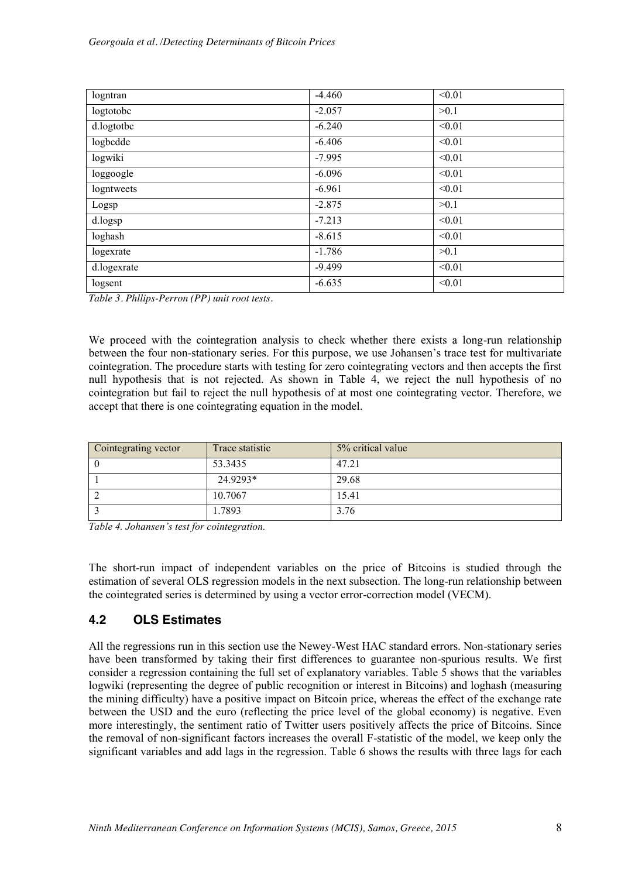| logntran | -4.460 | <0.01 |
|---|---|---|
| logtotobc | -2.057 | >0.1 |
| d.logtotbc | -6.240 | <0.01 |
| logbcdde | -6.406 | <0.01 |
| logwiki | -7.995 | <0.01 |
| loggoogle | -6.096 | <0.01 |
| logntweets | -6.961 | <0.01 |
| Logsp | -2.875 | >0.1 |
| d.logsp | -7.213 | <0.01 |
| loghash | -8.615 | <0.01 |
| logexrate | -1.786 | >0.1 |
| d.logexrate | -9.499 | <0.01 |
| logsent | -6.635 | <0.01 |

*Table 3. Phllips-Perron (PP) unit root tests.*

We proceed with the cointegration analysis to check whether there exists a long-run relationship between the four non-stationary series. For this purpose, we use Johansen's trace test for multivariate cointegration. The procedure starts with testing for zero cointegrating vectors and then accepts the first null hypothesis that is not rejected. As shown in Table 4, we reject the null hypothesis of no cointegration but fail to reject the null hypothesis of at most one cointegrating vector. Therefore, we accept that there is one cointegrating equation in the model.

| Cointegrating vector | Trace statistic | 5% critical value |
|---|---|---|
| 0 | 53.3435 | 47.21 |
| 1 | 24.9293* | 29.68 |
| 2 | 10.7067 | 15.41 |
| 3 | 1.7893 | 3.76 |

*Table 4. Johansen's test for cointegration.*

The short-run impact of independent variables on the price of Bitcoins is studied through the estimation of several OLS regression models in the next subsection. The long-run relationship between the cointegrated series is determined by using a vector error-correction model (VECM).

## 4.2 OLS Estimates

All the regressions run in this section use the Newey-West HAC standard errors. Non-stationary series have been transformed by taking their first differences to guarantee non-spurious results. We first consider a regression containing the full set of explanatory variables. Table 5 shows that the variables logwiki (representing the degree of public recognition or interest in Bitcoins) and loghash (measuring the mining difficulty) have a positive impact on Bitcoin price, whereas the effect of the exchange rate between the USD and the euro (reflecting the price level of the global economy) is negative. Even more interestingly, the sentiment ratio of Twitter users positively affects the price of Bitcoins. Since the removal of non-significant factors increases the overall F-statistic of the model, we keep only the significant variables and add lags in the regression. Table 6 shows the results with three lags for each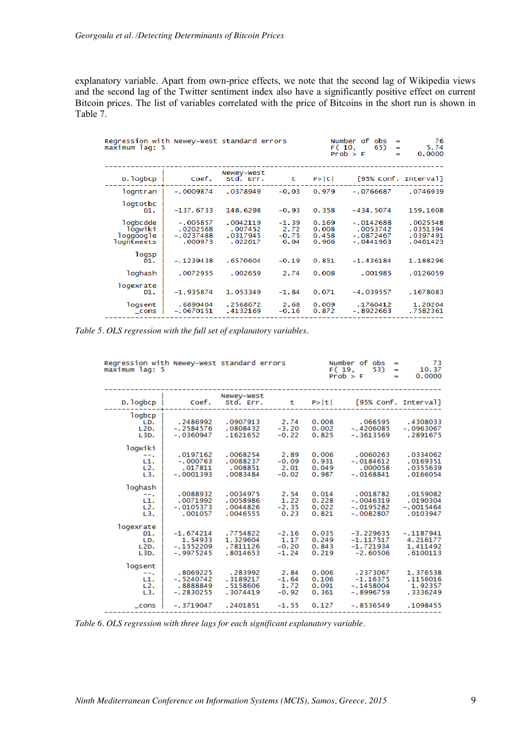explanatory variable. Apart from own-price effects, we note that the second lag of Wikipedia views and the second lag of the Twitter sentiment index also have a significantly positive effect on current Bitcoin prices. The list of variables correlated with the price of Bitcoins in the short run is shown in Table 7.

Regression with Newey-West standard errors — maximum lag: 5 — Number of obs = 76; F( 10, 65) = 5.74; Prob > F = 0.0000

| D.logbcp | Coef. | Newey-West Std. Err. | t | P>\|t\| | [95% Conf. | Interval] |
|---|---|---|---|---|---|---|
| logntran | -.0009874 | .0378949 | -0.03 | 0.979 | -.0766687 | .0746939 |
| logtotbc D1. | -137.6733 | 148.6298 | -0.93 | 0.358 | -434.5074 | 159.1608 |
| logbcdde | -.005857 | .0042119 | -1.39 | 0.169 | -.0142688 | .0025548 |
| logwiki | .0202568 | .007452 | 2.72 | 0.008 | .0053742 | .0351394 |
| loggoogle | -.0237488 | .0317945 | -0.75 | 0.458 | -.0872467 | .0397491 |
| logntweets | .000973 | .022617 | 0.04 | 0.966 | -.0441963 | .0461423 |
| logsp D1. | -.1239438 | .6570604 | -0.19 | 0.851 | -1.436184 | 1.188296 |
| loghash | .0072955 | .002659 | 2.74 | 0.008 | .001985 | .0126059 |
| logexrate D1. | -1.935874 | 1.053349 | -1.84 | 0.071 | -4.039557 | .1678083 |
| logsent | .6890404 | .2568672 | 2.68 | 0.009 | .1760412 | 1.20204 |
| _cons | -.0670151 | .4132169 | -0.16 | 0.872 | -.8922663 | .7582361 |

*Table 5. OLS regression with the full set of explanatory variables.*

Regression with Newey-West standard errors — maximum lag: 5 — Number of obs = 73; F( 19, 53) = 10.37; Prob > F = 0.0000

| D.logbcp | Coef. | Newey-West Std. Err. | t | P>\|t\| | [95% Conf. | Interval] |
|---|---|---|---|---|---|---|
| logbcp LD. | .2486992 | .0907913 | 2.74 | 0.008 | .066595 | .4308033 |
| L2D. | -.2584576 | .0808432 | -3.20 | 0.002 | -.4206085 | -.0963067 |
| L3D. | -.0360947 | .1621652 | -0.22 | 0.825 | -.3613569 | .2891675 |
| logwiki --. | .0197162 | .0068254 | 2.89 | 0.006 | .0060263 | .0334062 |
| L1. | -.000763 | .0088237 | -0.09 | 0.931 | -.0184612 | .0169351 |
| L2. | .017811 | .008851 | 2.01 | 0.049 | .000058 | .0355639 |
| L3. | -.0001393 | .0083484 | -0.02 | 0.987 | -.0168841 | .0166054 |
| loghash --. | .0088932 | .0034975 | 2.54 | 0.014 | .0018782 | .0159082 |
| L1. | .0071992 | .0058986 | 1.22 | 0.228 | -.0046319 | .0190304 |
| L2. | -.0105373 | .0044826 | -2.35 | 0.022 | -.0195282 | -.0015464 |
| L3. | .001057 | .0046555 | 0.23 | 0.821 | -.0082807 | .0103947 |
| logexrate D1. | -1.674214 | .7754822 | -2.16 | 0.035 | -3.229635 | -.1187941 |
| LD. | 1.54933 | 1.329604 | 1.17 | 0.249 | -1.117517 | 4.216177 |
| L2D. | -.1552209 | .7811126 | -0.20 | 0.843 | -1.721934 | 1.411492 |
| L3D. | -.9975245 | .8014653 | -1.24 | 0.219 | -2.60506 | .6100113 |
| logsent --. | .8069225 | .283992 | 2.84 | 0.006 | .2373067 | 1.376538 |
| L1. | -.5240742 | .3189217 | -1.64 | 0.106 | -1.16375 | .1156016 |
| L2. | .8888849 | .5158606 | 1.72 | 0.091 | -.1458004 | 1.92357 |
| L3. | -.2830255 | .3074419 | -0.92 | 0.361 | -.8996759 | .3336249 |
| _cons | -.3719047 | .2401851 | -1.55 | 0.127 | -.8536549 | .1098455 |

*Table 6. OLS regression with three lags for each significant explanatory variable.*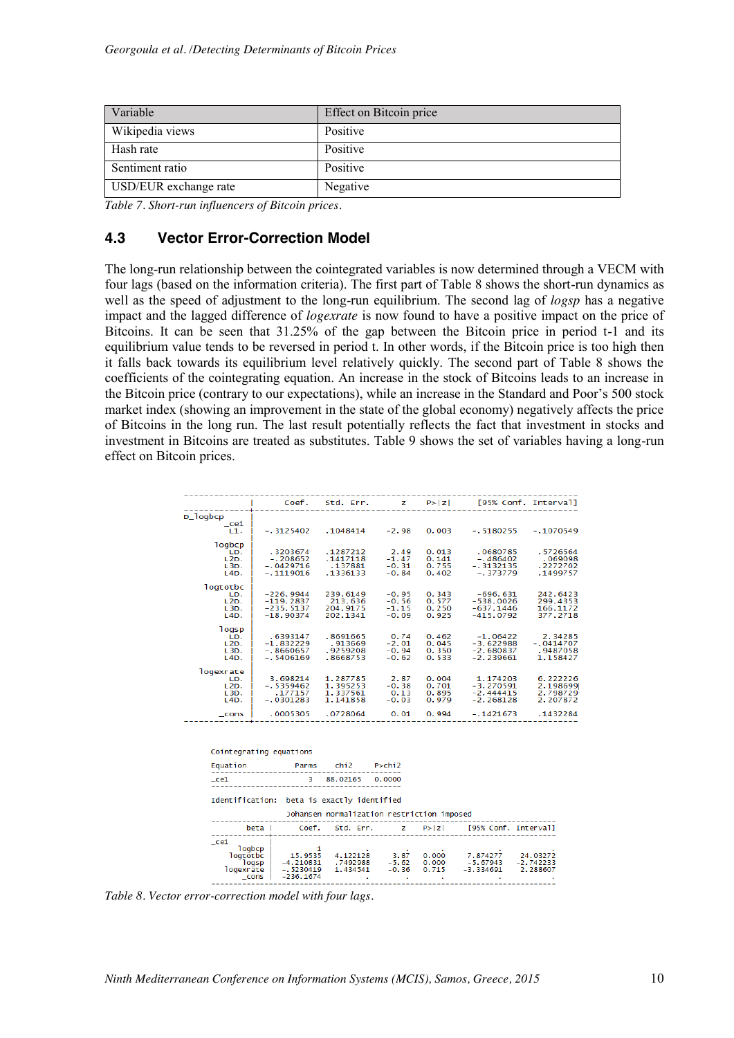| Variable | Effect on Bitcoin price |
|---|---|
| Wikipedia views | Positive |
| Hash rate | Positive |
| Sentiment ratio | Positive |
| USD/EUR exchange rate | Negative |

*Table 7. Short-run influencers of Bitcoin prices.*

## 4.3 Vector Error-Correction Model

The long-run relationship between the cointegrated variables is now determined through a VECM with four lags (based on the information criteria). The first part of Table 8 shows the short-run dynamics as well as the speed of adjustment to the long-run equilibrium. The second lag of *logsp* has a negative impact and the lagged difference of *logexrate* is now found to have a positive impact on the price of Bitcoins. It can be seen that 31.25% of the gap between the Bitcoin price in period t-1 and its equilibrium value tends to be reversed in period t. In other words, if the Bitcoin price is too high then it falls back towards its equilibrium level relatively quickly. The second part of Table 8 shows the coefficients of the cointegrating equation. An increase in the stock of Bitcoins leads to an increase in the Bitcoin price (contrary to our expectations), while an increase in the Standard and Poor's 500 stock market index (showing an improvement in the state of the global economy) negatively affects the price of Bitcoins in the long run. The last result potentially reflects the fact that investment in stocks and investment in Bitcoins are treated as substitutes. Table 9 shows the set of variables having a long-run effect on Bitcoin prices.

| | Coef. | Std. Err. | z | P>\|z\| | [95% Conf. Interval] | |
|---|---|---|---|---|---|---|
| **D_logbcp** | | | | | | |
| _ce1 L1. | -.3125402 | .1048414 | -2.98 | 0.003 | -.5180255 | -.1070549 |
| **logbcp** | | | | | | |
| LD. | .3203674 | .1287212 | 2.49 | 0.013 | .0680785 | .5726564 |
| L2D. | -.208652 | .1417118 | -1.47 | 0.141 | -.486402 | .069098 |
| L3D. | -.0429716 | .137881 | -0.31 | 0.755 | -.3132135 | .2272702 |
| L4D. | -.1119016 | .1336133 | -0.84 | 0.402 | -.373779 | .1499757 |
| **logtotbc** | | | | | | |
| LD. | -226.9944 | 239.6149 | -0.95 | 0.343 | -696.631 | 242.6423 |
| L2D. | -119.2837 | 213.636 | -0.56 | 0.577 | -538.0026 | 299.4353 |
| L3D. | -235.5137 | 204.9175 | -1.15 | 0.250 | -637.1446 | 166.1172 |
| L4D. | -18.90374 | 202.1341 | -0.09 | 0.925 | -415.0792 | 377.2718 |
| **logsp** | | | | | | |
| LD. | .6393147 | .8691665 | 0.74 | 0.462 | -1.06422 | 2.34285 |
| L2D. | -1.832229 | .913669 | -2.01 | 0.045 | -3.622988 | -.0414707 |
| L3D. | -.8660657 | .9259208 | -0.94 | 0.350 | -2.680837 | .9487058 |
| L4D. | -.5406169 | .8668753 | -0.62 | 0.533 | -2.239661 | 1.158427 |
| **logexrate** | | | | | | |
| LD. | 3.698214 | 1.287785 | 2.87 | 0.004 | 1.174203 | 6.222226 |
| L2D. | -.5359462 | 1.395253 | -0.38 | 0.701 | -3.270591 | 2.198699 |
| L3D. | .177157 | 1.337561 | 0.13 | 0.895 | -2.444415 | 2.798729 |
| L4D. | -.0301283 | 1.141858 | -0.03 | 0.979 | -2.268128 | 2.207872 |
| _cons | .0005305 | .0728064 | 0.01 | 0.994 | -.1421673 | .1432284 |

Cointegrating equations

| Equation | Parms | chi2 | P>chi2 |
|---|---|---|---|
| _ce1 | 3 | 88.02165 | 0.0000 |

Identification: beta is exactly identified

Johansen normalization restriction imposed

| beta | Coef. | Std. Err. | z | P>\|z\| | [95% Conf. Interval] | |
|---|---|---|---|---|---|---|
| **_ce1** | | | | | | |
| logbcp | 1 | . | . | . | . | . |
| logtotbc | 15.9535 | 4.122128 | 3.87 | 0.000 | 7.874277 | 24.03272 |
| logsp | -4.210831 | .7492988 | -5.62 | 0.000 | -5.67943 | -2.742233 |
| logexrate | -.5230419 | 1.434541 | -0.36 | 0.715 | -3.334691 | 2.288607 |
| _cons | -236.1674 | . | . | . | . | . |

*Table 8. Vector error-correction model with four lags.*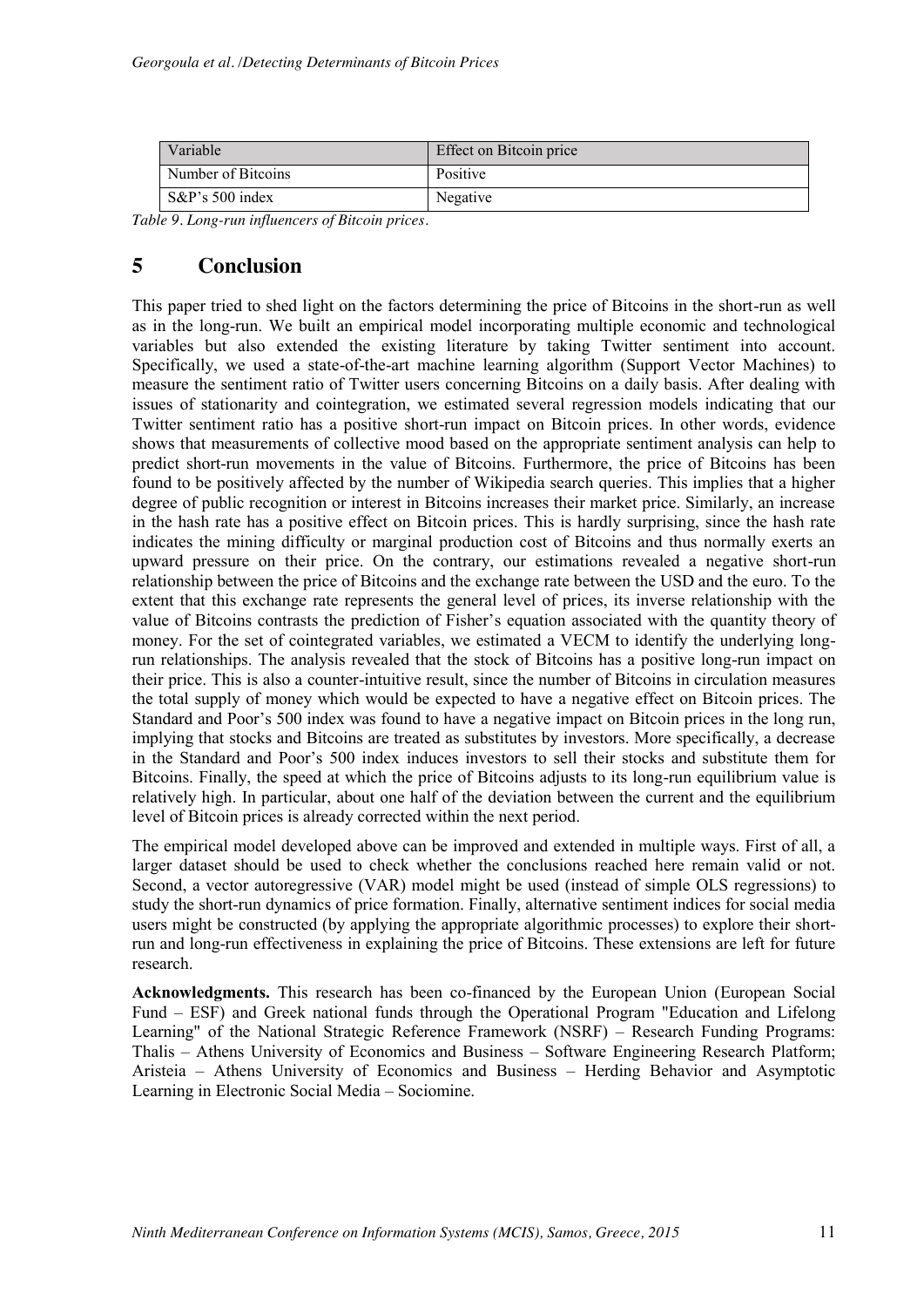| Variable | Effect on Bitcoin price |
| --- | --- |
| Number of Bitcoins | Positive |
| S&P's 500 index | Negative |

*Table 9. Long-run influencers of Bitcoin prices.*

# 5 Conclusion

This paper tried to shed light on the factors determining the price of Bitcoins in the short-run as well as in the long-run. We built an empirical model incorporating multiple economic and technological variables but also extended the existing literature by taking Twitter sentiment into account. Specifically, we used a state-of-the-art machine learning algorithm (Support Vector Machines) to measure the sentiment ratio of Twitter users concerning Bitcoins on a daily basis. After dealing with issues of stationarity and cointegration, we estimated several regression models indicating that our Twitter sentiment ratio has a positive short-run impact on Bitcoin prices. In other words, evidence shows that measurements of collective mood based on the appropriate sentiment analysis can help to predict short-run movements in the value of Bitcoins. Furthermore, the price of Bitcoins has been found to be positively affected by the number of Wikipedia search queries. This implies that a higher degree of public recognition or interest in Bitcoins increases their market price. Similarly, an increase in the hash rate has a positive effect on Bitcoin prices. This is hardly surprising, since the hash rate indicates the mining difficulty or marginal production cost of Bitcoins and thus normally exerts an upward pressure on their price. On the contrary, our estimations revealed a negative short-run relationship between the price of Bitcoins and the exchange rate between the USD and the euro. To the extent that this exchange rate represents the general level of prices, its inverse relationship with the value of Bitcoins contrasts the prediction of Fisher's equation associated with the quantity theory of money. For the set of cointegrated variables, we estimated a VECM to identify the underlying long-run relationships. The analysis revealed that the stock of Bitcoins has a positive long-run impact on their price. This is also a counter-intuitive result, since the number of Bitcoins in circulation measures the total supply of money which would be expected to have a negative effect on Bitcoin prices. The Standard and Poor's 500 index was found to have a negative impact on Bitcoin prices in the long run, implying that stocks and Bitcoins are treated as substitutes by investors. More specifically, a decrease in the Standard and Poor's 500 index induces investors to sell their stocks and substitute them for Bitcoins. Finally, the speed at which the price of Bitcoins adjusts to its long-run equilibrium value is relatively high. In particular, about one half of the deviation between the current and the equilibrium level of Bitcoin prices is already corrected within the next period.

The empirical model developed above can be improved and extended in multiple ways. First of all, a larger dataset should be used to check whether the conclusions reached here remain valid or not. Second, a vector autoregressive (VAR) model might be used (instead of simple OLS regressions) to study the short-run dynamics of price formation. Finally, alternative sentiment indices for social media users might be constructed (by applying the appropriate algorithmic processes) to explore their short-run and long-run effectiveness in explaining the price of Bitcoins. These extensions are left for future research.

**Acknowledgments.** This research has been co-financed by the European Union (European Social Fund – ESF) and Greek national funds through the Operational Program "Education and Lifelong Learning" of the National Strategic Reference Framework (NSRF) – Research Funding Programs: Thalis – Athens University of Economics and Business – Software Engineering Research Platform; Aristeia – Athens University of Economics and Business – Herding Behavior and Asymptotic Learning in Electronic Social Media – Sociomine.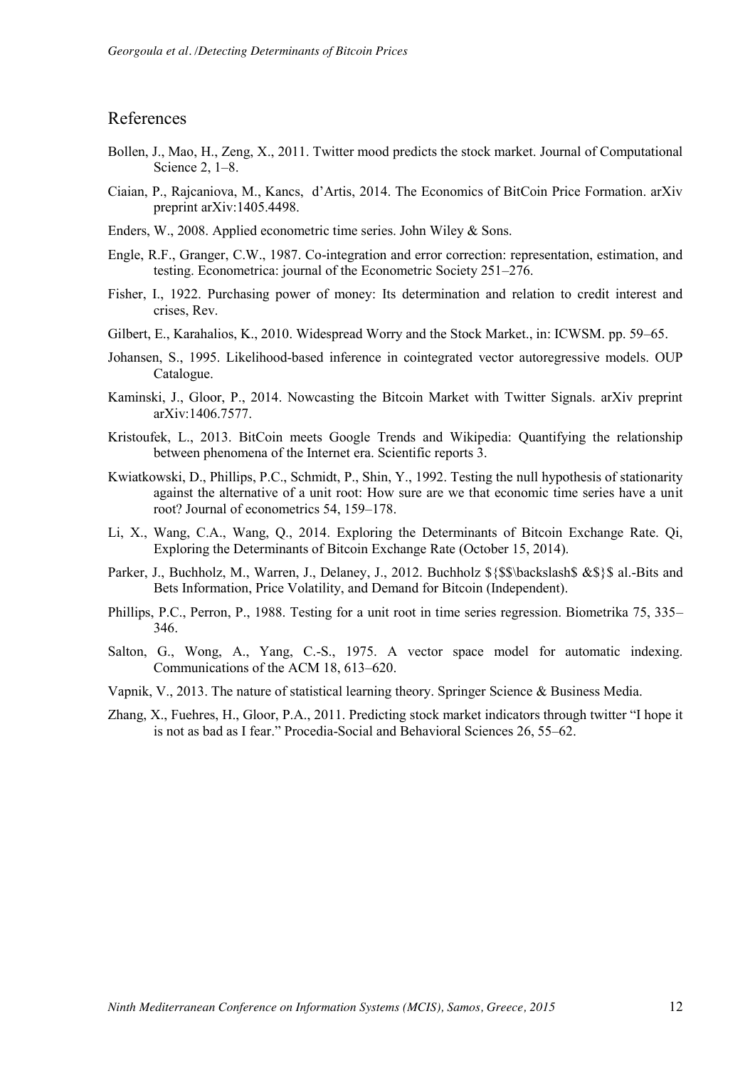## References

Bollen, J., Mao, H., Zeng, X., 2011. Twitter mood predicts the stock market. Journal of Computational Science 2, 1–8.

Ciaian, P., Rajcaniova, M., Kancs, d'Artis, 2014. The Economics of BitCoin Price Formation. arXiv preprint arXiv:1405.4498.

Enders, W., 2008. Applied econometric time series. John Wiley & Sons.

Engle, R.F., Granger, C.W., 1987. Co-integration and error correction: representation, estimation, and testing. Econometrica: journal of the Econometric Society 251–276.

Fisher, I., 1922. Purchasing power of money: Its determination and relation to credit interest and crises, Rev.

Gilbert, E., Karahalios, K., 2010. Widespread Worry and the Stock Market., in: ICWSM. pp. 59–65.

Johansen, S., 1995. Likelihood-based inference in cointegrated vector autoregressive models. OUP Catalogue.

Kaminski, J., Gloor, P., 2014. Nowcasting the Bitcoin Market with Twitter Signals. arXiv preprint arXiv:1406.7577.

Kristoufek, L., 2013. BitCoin meets Google Trends and Wikipedia: Quantifying the relationship between phenomena of the Internet era. Scientific reports 3.

Kwiatkowski, D., Phillips, P.C., Schmidt, P., Shin, Y., 1992. Testing the null hypothesis of stationarity against the alternative of a unit root: How sure are we that economic time series have a unit root? Journal of econometrics 54, 159–178.

Li, X., Wang, C.A., Wang, Q., 2014. Exploring the Determinants of Bitcoin Exchange Rate. Qi, Exploring the Determinants of Bitcoin Exchange Rate (October 15, 2014).

Parker, J., Buchholz, M., Warren, J., Delaney, J., 2012. Buchholz ${$$\backslash$ &$}$ al.-Bits and Bets Information, Price Volatility, and Demand for Bitcoin (Independent).

Phillips, P.C., Perron, P., 1988. Testing for a unit root in time series regression. Biometrika 75, 335–346.

Salton, G., Wong, A., Yang, C.-S., 1975. A vector space model for automatic indexing. Communications of the ACM 18, 613–620.

Vapnik, V., 2013. The nature of statistical learning theory. Springer Science & Business Media.

Zhang, X., Fuehres, H., Gloor, P.A., 2011. Predicting stock market indicators through twitter "I hope it is not as bad as I fear." Procedia-Social and Behavioral Sciences 26, 55–62.